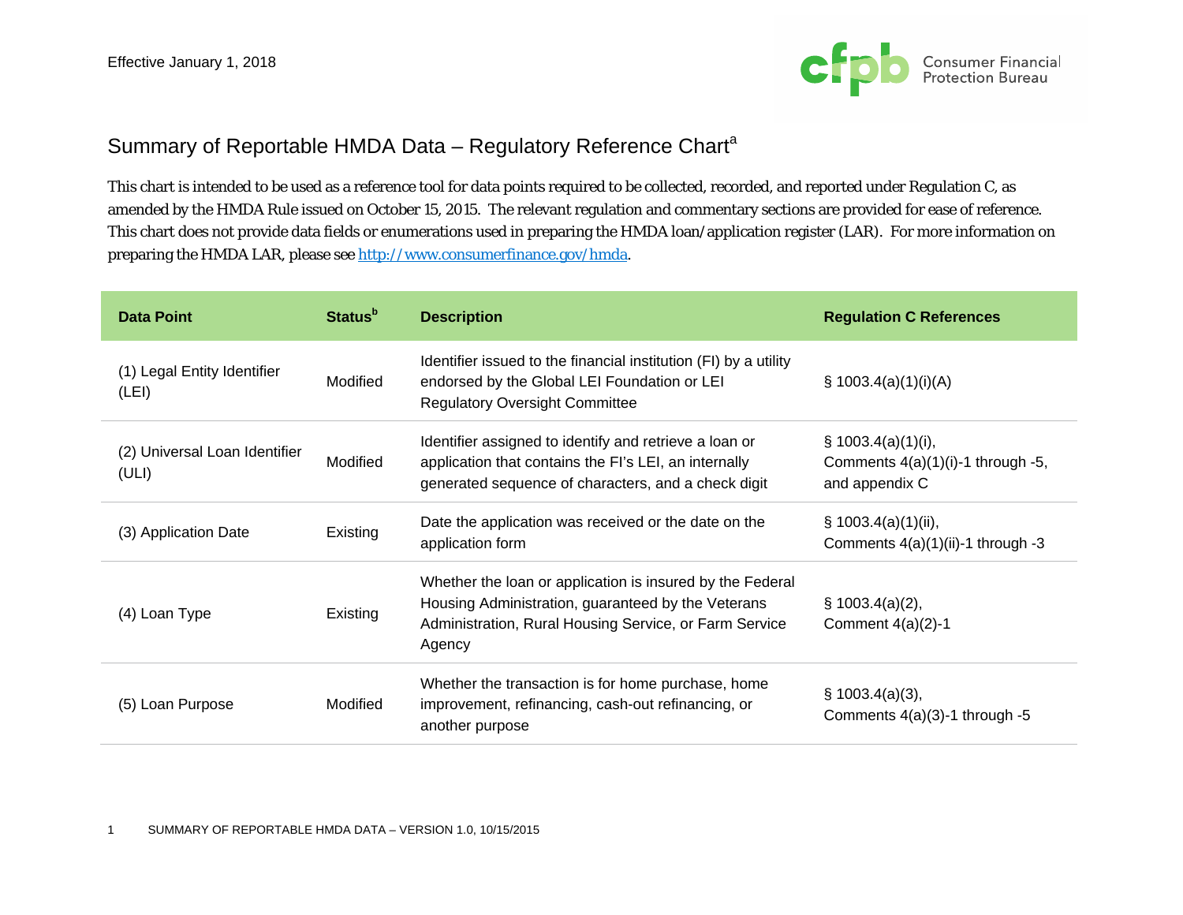Effective January 1, 2018

# Summary of Reportable HMDA Data – Regulatory Reference Chart[a]

This chart is intended to be used as a reference tool for data points required to be collected, recorded, and reported under Regulation C, as amended by the HMDA Rule issued on October 15, 2015. The relevant regulation and commentary sections are provided for ease of reference. This chart does not provide data fields or enumerations used in preparing the HMDA loan/application register (LAR). For more information on preparing the HMDA LAR, please see http://www.consumerfinance.gov/hmda.

| Data Point | Status[b] | Description | Regulation C References |
|---|---|---|---|
| (1) Legal Entity Identifier (LEI) | Modified | Identifier issued to the financial institution (FI) by a utility endorsed by the Global LEI Foundation or LEI Regulatory Oversight Committee | § 1003.4(a)(1)(i)(A) |
| (2) Universal Loan Identifier (ULI) | Modified | Identifier assigned to identify and retrieve a loan or application that contains the FI's LEI, an internally generated sequence of characters, and a check digit | § 1003.4(a)(1)(i), Comments 4(a)(1)(i)-1 through -5, and appendix C |
| (3) Application Date | Existing | Date the application was received or the date on the application form | § 1003.4(a)(1)(ii), Comments 4(a)(1)(ii)-1 through -3 |
| (4) Loan Type | Existing | Whether the loan or application is insured by the Federal Housing Administration, guaranteed by the Veterans Administration, Rural Housing Service, or Farm Service Agency | § 1003.4(a)(2), Comment 4(a)(2)-1 |
| (5) Loan Purpose | Modified | Whether the transaction is for home purchase, home improvement, refinancing, cash-out refinancing, or another purpose | § 1003.4(a)(3), Comments 4(a)(3)-1 through -5 |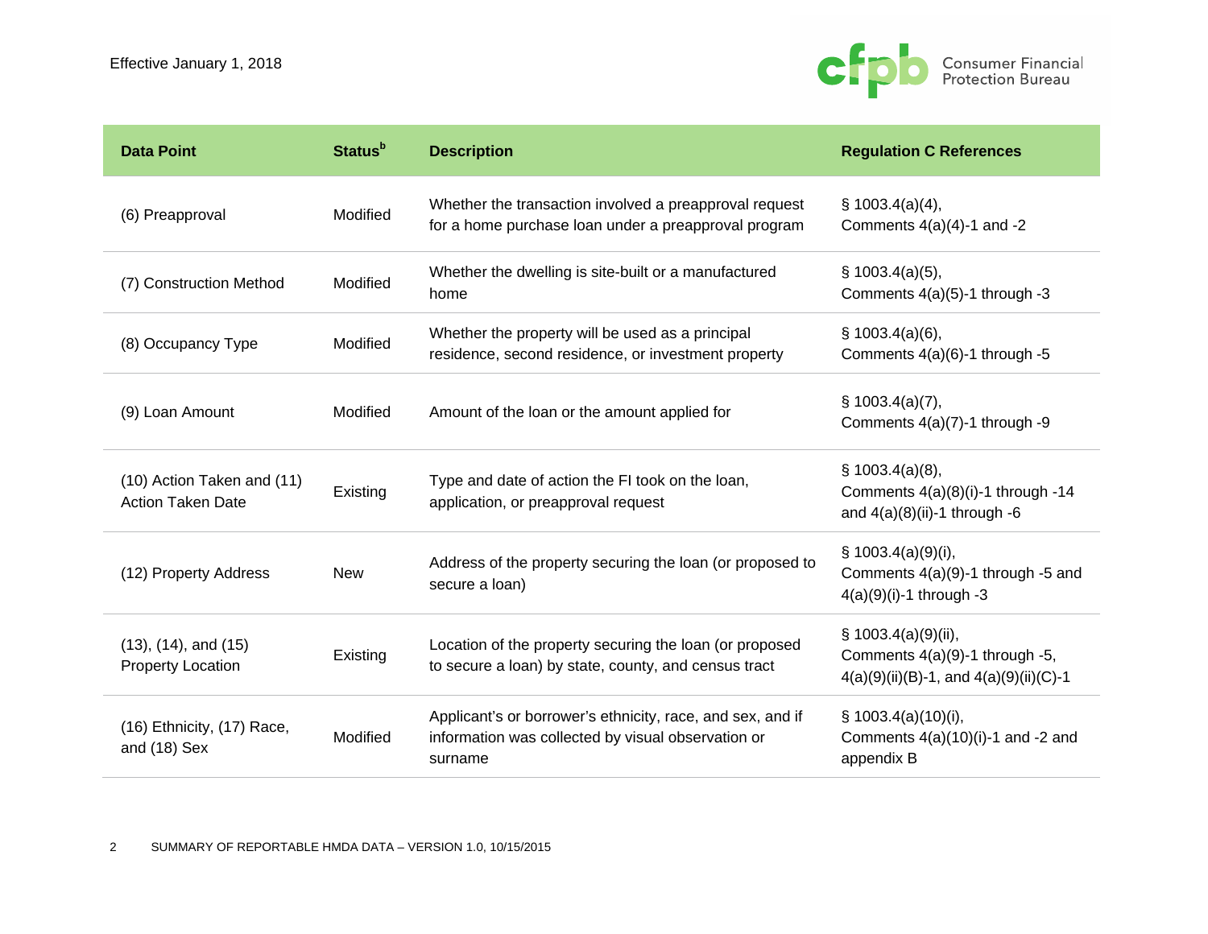Effective January 1, 2018

| Data Point | Status[b] | Description | Regulation C References |
|---|---|---|---|
| (6) Preapproval | Modified | Whether the transaction involved a preapproval request for a home purchase loan under a preapproval program | § 1003.4(a)(4), Comments 4(a)(4)-1 and -2 |
| (7) Construction Method | Modified | Whether the dwelling is site-built or a manufactured home | § 1003.4(a)(5), Comments 4(a)(5)-1 through -3 |
| (8) Occupancy Type | Modified | Whether the property will be used as a principal residence, second residence, or investment property | § 1003.4(a)(6), Comments 4(a)(6)-1 through -5 |
| (9) Loan Amount | Modified | Amount of the loan or the amount applied for | § 1003.4(a)(7), Comments 4(a)(7)-1 through -9 |
| (10) Action Taken and (11) Action Taken Date | Existing | Type and date of action the FI took on the loan, application, or preapproval request | § 1003.4(a)(8), Comments 4(a)(8)(i)-1 through -14 and 4(a)(8)(ii)-1 through -6 |
| (12) Property Address | New | Address of the property securing the loan (or proposed to secure a loan) | § 1003.4(a)(9)(i), Comments 4(a)(9)-1 through -5 and 4(a)(9)(i)-1 through -3 |
| (13), (14), and (15) Property Location | Existing | Location of the property securing the loan (or proposed to secure a loan) by state, county, and census tract | § 1003.4(a)(9)(ii), Comments 4(a)(9)-1 through -5, 4(a)(9)(ii)(B)-1, and 4(a)(9)(ii)(C)-1 |
| (16) Ethnicity, (17) Race, and (18) Sex | Modified | Applicant's or borrower's ethnicity, race, and sex, and if information was collected by visual observation or surname | § 1003.4(a)(10)(i), Comments 4(a)(10)(i)-1 and -2 and appendix B |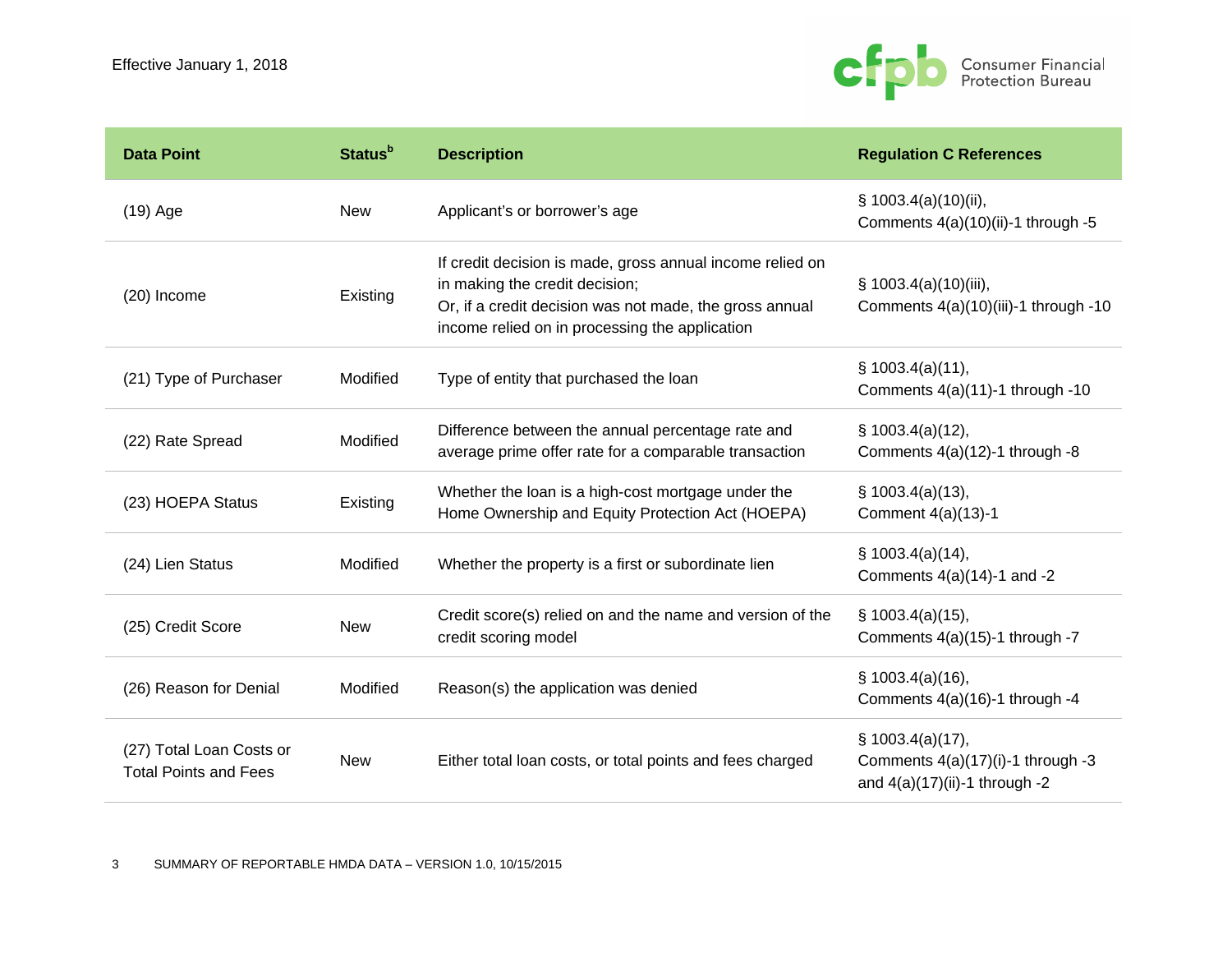Effective January 1, 2018

| Data Point | Status[b] | Description | Regulation C References |
|---|---|---|---|
| (19) Age | New | Applicant's or borrower's age | § 1003.4(a)(10)(ii), Comments 4(a)(10)(ii)-1 through -5 |
| (20) Income | Existing | If credit decision is made, gross annual income relied on in making the credit decision; Or, if a credit decision was not made, the gross annual income relied on in processing the application | § 1003.4(a)(10)(iii), Comments 4(a)(10)(iii)-1 through -10 |
| (21) Type of Purchaser | Modified | Type of entity that purchased the loan | § 1003.4(a)(11), Comments 4(a)(11)-1 through -10 |
| (22) Rate Spread | Modified | Difference between the annual percentage rate and average prime offer rate for a comparable transaction | § 1003.4(a)(12), Comments 4(a)(12)-1 through -8 |
| (23) HOEPA Status | Existing | Whether the loan is a high-cost mortgage under the Home Ownership and Equity Protection Act (HOEPA) | § 1003.4(a)(13), Comment 4(a)(13)-1 |
| (24) Lien Status | Modified | Whether the property is a first or subordinate lien | § 1003.4(a)(14), Comments 4(a)(14)-1 and -2 |
| (25) Credit Score | New | Credit score(s) relied on and the name and version of the credit scoring model | § 1003.4(a)(15), Comments 4(a)(15)-1 through -7 |
| (26) Reason for Denial | Modified | Reason(s) the application was denied | § 1003.4(a)(16), Comments 4(a)(16)-1 through -4 |
| (27) Total Loan Costs or Total Points and Fees | New | Either total loan costs, or total points and fees charged | § 1003.4(a)(17), Comments 4(a)(17)(i)-1 through -3 and 4(a)(17)(ii)-1 through -2 |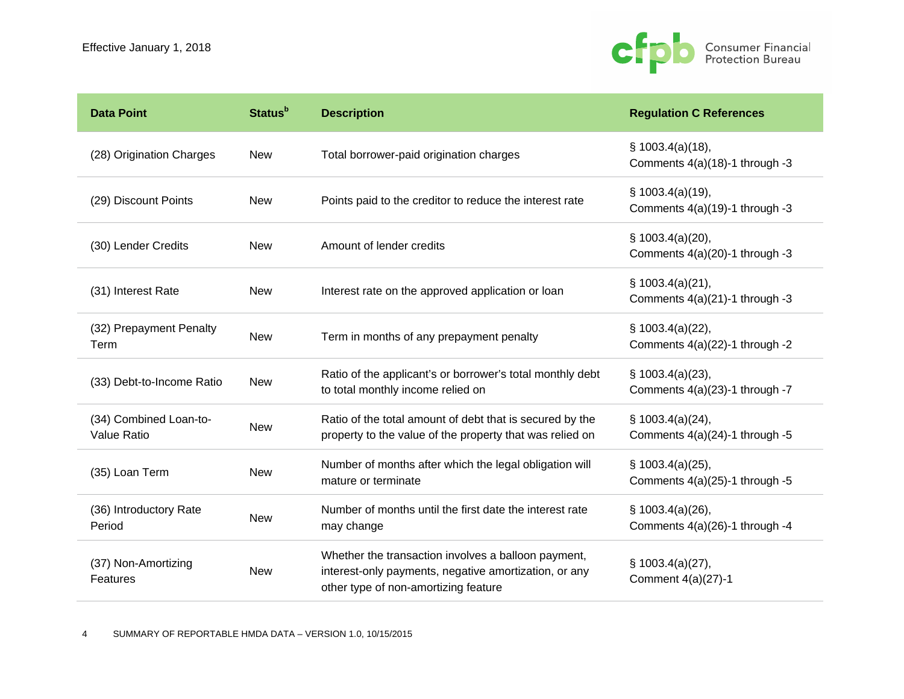| Data Point | Status[b] | Description | Regulation C References |
|---|---|---|---|
| (28) Origination Charges | New | Total borrower-paid origination charges | § 1003.4(a)(18), Comments 4(a)(18)-1 through -3 |
| (29) Discount Points | New | Points paid to the creditor to reduce the interest rate | § 1003.4(a)(19), Comments 4(a)(19)-1 through -3 |
| (30) Lender Credits | New | Amount of lender credits | § 1003.4(a)(20), Comments 4(a)(20)-1 through -3 |
| (31) Interest Rate | New | Interest rate on the approved application or loan | § 1003.4(a)(21), Comments 4(a)(21)-1 through -3 |
| (32) Prepayment Penalty Term | New | Term in months of any prepayment penalty | § 1003.4(a)(22), Comments 4(a)(22)-1 through -2 |
| (33) Debt-to-Income Ratio | New | Ratio of the applicant's or borrower's total monthly debt to total monthly income relied on | § 1003.4(a)(23), Comments 4(a)(23)-1 through -7 |
| (34) Combined Loan-to-Value Ratio | New | Ratio of the total amount of debt that is secured by the property to the value of the property that was relied on | § 1003.4(a)(24), Comments 4(a)(24)-1 through -5 |
| (35) Loan Term | New | Number of months after which the legal obligation will mature or terminate | § 1003.4(a)(25), Comments 4(a)(25)-1 through -5 |
| (36) Introductory Rate Period | New | Number of months until the first date the interest rate may change | § 1003.4(a)(26), Comments 4(a)(26)-1 through -4 |
| (37) Non-Amortizing Features | New | Whether the transaction involves a balloon payment, interest-only payments, negative amortization, or any other type of non-amortizing feature | § 1003.4(a)(27), Comment 4(a)(27)-1 |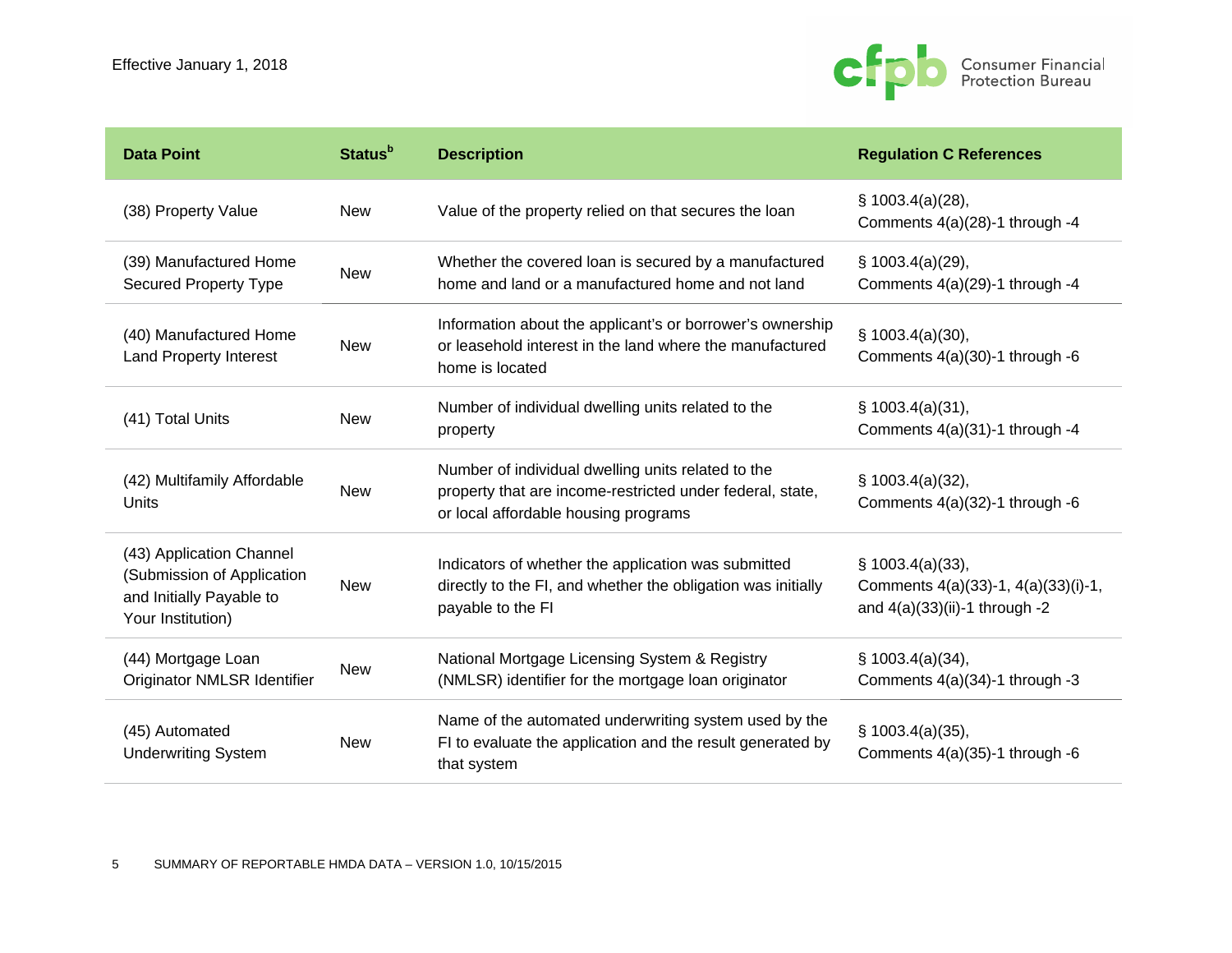| Data Point | Status[b] | Description | Regulation C References |
| --- | --- | --- | --- |
| (38) Property Value | New | Value of the property relied on that secures the loan | § 1003.4(a)(28), Comments 4(a)(28)-1 through -4 |
| (39) Manufactured Home Secured Property Type | New | Whether the covered loan is secured by a manufactured home and land or a manufactured home and not land | § 1003.4(a)(29), Comments 4(a)(29)-1 through -4 |
| (40) Manufactured Home Land Property Interest | New | Information about the applicant's or borrower's ownership or leasehold interest in the land where the manufactured home is located | § 1003.4(a)(30), Comments 4(a)(30)-1 through -6 |
| (41) Total Units | New | Number of individual dwelling units related to the property | § 1003.4(a)(31), Comments 4(a)(31)-1 through -4 |
| (42) Multifamily Affordable Units | New | Number of individual dwelling units related to the property that are income-restricted under federal, state, or local affordable housing programs | § 1003.4(a)(32), Comments 4(a)(32)-1 through -6 |
| (43) Application Channel (Submission of Application and Initially Payable to Your Institution) | New | Indicators of whether the application was submitted directly to the FI, and whether the obligation was initially payable to the FI | § 1003.4(a)(33), Comments 4(a)(33)-1, 4(a)(33)(i)-1, and 4(a)(33)(ii)-1 through -2 |
| (44) Mortgage Loan Originator NMLSR Identifier | New | National Mortgage Licensing System & Registry (NMLSR) identifier for the mortgage loan originator | § 1003.4(a)(34), Comments 4(a)(34)-1 through -3 |
| (45) Automated Underwriting System | New | Name of the automated underwriting system used by the FI to evaluate the application and the result generated by that system | § 1003.4(a)(35), Comments 4(a)(35)-1 through -6 |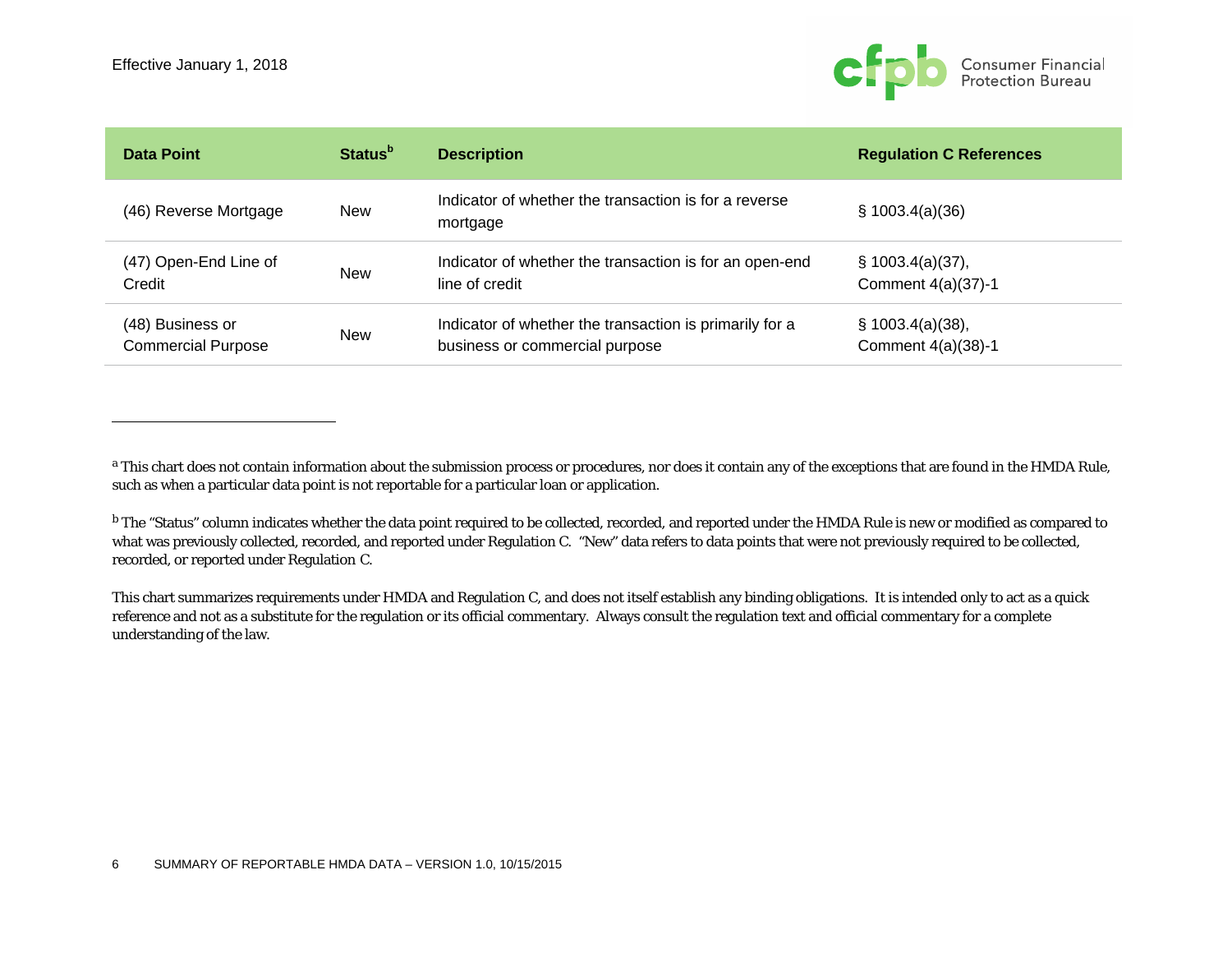| Data Point | Status[b] | Description | Regulation C References |
|---|---|---|---|
| (46) Reverse Mortgage | New | Indicator of whether the transaction is for a reverse mortgage | § 1003.4(a)(36) |
| (47) Open-End Line of Credit | New | Indicator of whether the transaction is for an open-end line of credit | § 1003.4(a)(37), Comment 4(a)(37)-1 |
| (48) Business or Commercial Purpose | New | Indicator of whether the transaction is primarily for a business or commercial purpose | § 1003.4(a)(38), Comment 4(a)(38)-1 |

---

[a] This chart does not contain information about the submission process or procedures, nor does it contain any of the exceptions that are found in the HMDA Rule, such as when a particular data point is not reportable for a particular loan or application.

[b] The "Status" column indicates whether the data point required to be collected, recorded, and reported under the HMDA Rule is new or modified as compared to what was previously collected, recorded, and reported under Regulation C. "New" data refers to data points that were not previously required to be collected, recorded, or reported under Regulation C.

This chart summarizes requirements under HMDA and Regulation C, and does not itself establish any binding obligations. It is intended only to act as a quick reference and not as a substitute for the regulation or its official commentary. Always consult the regulation text and official commentary for a complete understanding of the law.